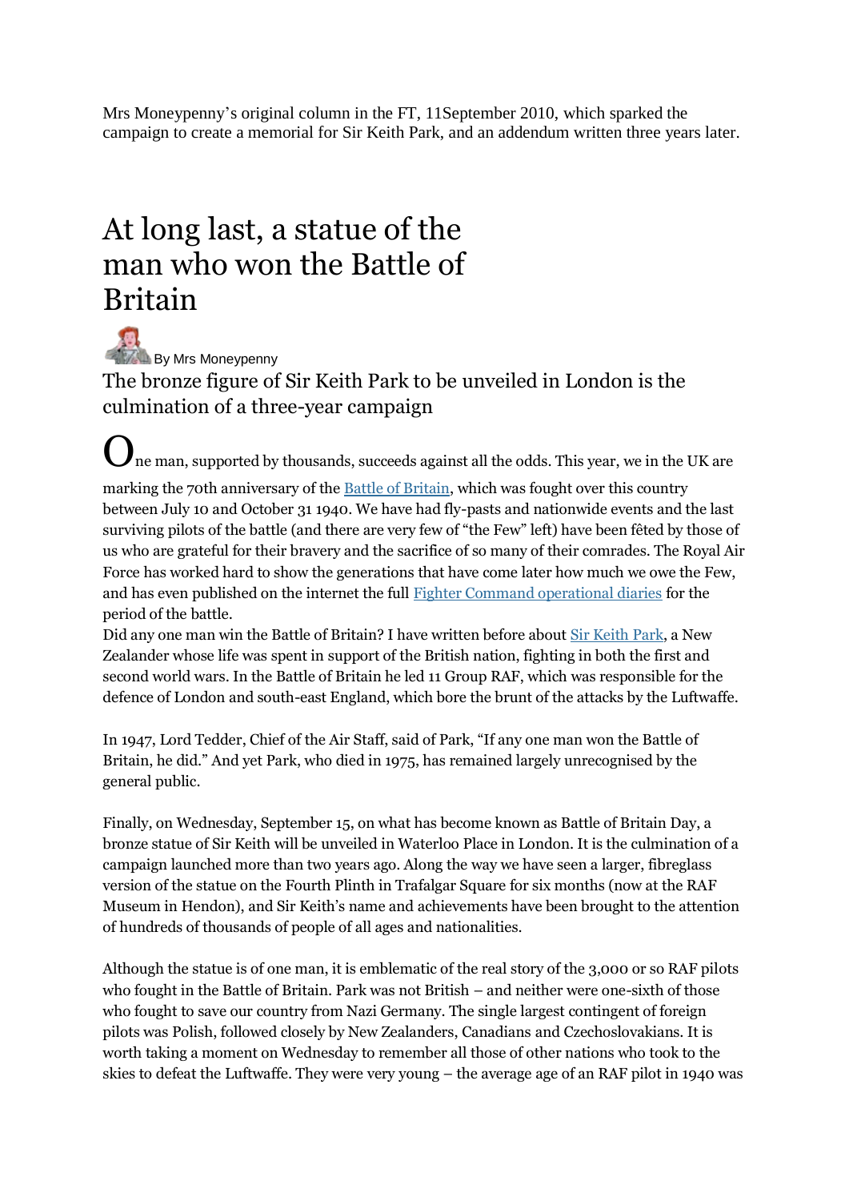Mrs Moneypenny's original column in the FT, 11September 2010, which sparked the campaign to create a memorial for Sir Keith Park, and an addendum written three years later.

# At long last, a statue of the man who won the Battle of Britain

By Mrs Moneypenny

## The bronze figure of Sir Keith Park to be unveiled in London is the culmination of a three-year campaign

One man, supported by thousands, succeeds against all the odds. This year, we in the UK are marking the 70th anniversary of the Battle of Britain, which was fought over this country between July 10 and October 31 1940. We have had fly-pasts and nationwide events and the last surviving pilots of the battle (and there are very few of "the Few" left) have been fêted by those of us who are grateful for their bravery and the sacrifice of so many of their comrades. The Royal Air Force has worked hard to show the generations that have come later how much we owe the Few, and has even published on the internet the full Fighter Command operational diaries for the period of the battle.

Did any one man win the Battle of Britain? I have written before about Sir Keith Park, a New Zealander whose life was spent in support of the British nation, fighting in both the first and second world wars. In the Battle of Britain he led 11 Group RAF, which was responsible for the defence of London and south-east England, which bore the brunt of the attacks by the Luftwaffe.

In 1947, Lord Tedder, Chief of the Air Staff, said of Park, "If any one man won the Battle of Britain, he did." And yet Park, who died in 1975, has remained largely unrecognised by the general public.

Finally, on Wednesday, September 15, on what has become known as Battle of Britain Day, a bronze statue of Sir Keith will be unveiled in Waterloo Place in London. It is the culmination of a campaign launched more than two years ago. Along the way we have seen a larger, fibreglass version of the statue on the Fourth Plinth in Trafalgar Square for six months (now at the RAF Museum in Hendon), and Sir Keith's name and achievements have been brought to the attention of hundreds of thousands of people of all ages and nationalities.

Although the statue is of one man, it is emblematic of the real story of the 3,000 or so RAF pilots who fought in the Battle of Britain. Park was not British – and neither were one-sixth of those who fought to save our country from Nazi Germany. The single largest contingent of foreign pilots was Polish, followed closely by New Zealanders, Canadians and Czechoslovakians. It is worth taking a moment on Wednesday to remember all those of other nations who took to the skies to defeat the Luftwaffe. They were very young – the average age of an RAF pilot in 1940 was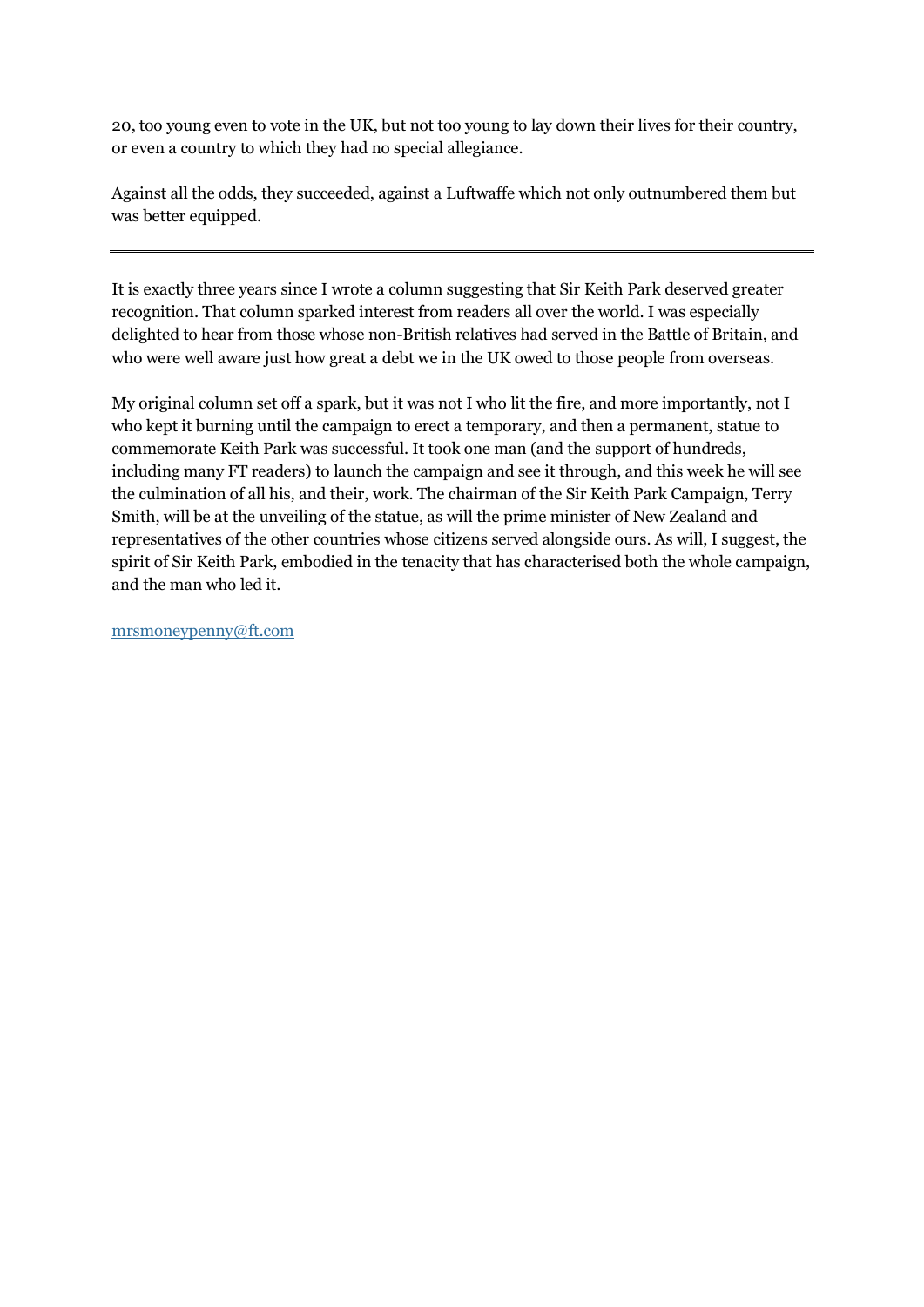20, too young even to vote in the UK, but not too young to lay down their lives for their country, or even a country to which they had no special allegiance.

Against all the odds, they succeeded, against a Luftwaffe which not only outnumbered them but was better equipped.

---

It is exactly three years since I wrote a column suggesting that Sir Keith Park deserved greater recognition. That column sparked interest from readers all over the world. I was especially delighted to hear from those whose non-British relatives had served in the Battle of Britain, and who were well aware just how great a debt we in the UK owed to those people from overseas.

My original column set off a spark, but it was not I who lit the fire, and more importantly, not I who kept it burning until the campaign to erect a temporary, and then a permanent, statue to commemorate Keith Park was successful. It took one man (and the support of hundreds, including many FT readers) to launch the campaign and see it through, and this week he will see the culmination of all his, and their, work. The chairman of the Sir Keith Park Campaign, Terry Smith, will be at the unveiling of the statue, as will the prime minister of New Zealand and representatives of the other countries whose citizens served alongside ours. As will, I suggest, the spirit of Sir Keith Park, embodied in the tenacity that has characterised both the whole campaign, and the man who led it.

[mrsmoneypenny@ft.com](mailto:mrsmoneypenny@ft.com)